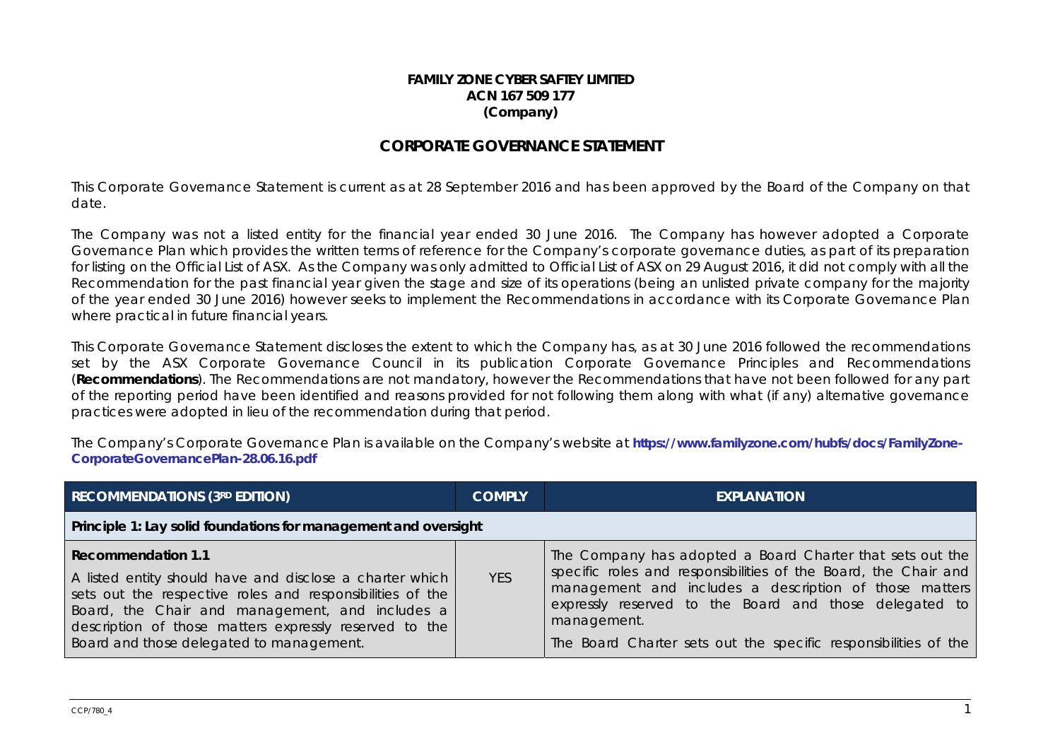**FAMILY ZONE CYBER SAFTEY LIMITED**
**ACN 167 509 177**
**(Company)**

# CORPORATE GOVERNANCE STATEMENT

This Corporate Governance Statement is current as at 28 September 2016 and has been approved by the Board of the Company on that date.

The Company was not a listed entity for the financial year ended 30 June 2016. The Company has however adopted a Corporate Governance Plan which provides the written terms of reference for the Company's corporate governance duties, as part of its preparation for listing on the Official List of ASX. As the Company was only admitted to Official List of ASX on 29 August 2016, it did not comply with all the Recommendation for the past financial year given the stage and size of its operations (being an unlisted private company for the majority of the year ended 30 June 2016) however seeks to implement the Recommendations in accordance with its Corporate Governance Plan where practical in future financial years.

This Corporate Governance Statement discloses the extent to which the Company has, as at 30 June 2016 followed the recommendations set by the ASX Corporate Governance Council in its publication Corporate Governance Principles and Recommendations (**Recommendations**). The Recommendations are not mandatory, however the Recommendations that have not been followed for any part of the reporting period have been identified and reasons provided for not following them along with what (if any) alternative governance practices were adopted in lieu of the recommendation during that period.

The Company's Corporate Governance Plan is available on the Company's website at **https://www.familyzone.com/hubfs/docs/FamilyZone-CorporateGovernancePlan-28.06.16.pdf**

| RECOMMENDATIONS (3RD EDITION) | COMPLY | EXPLANATION |
|---|---|---|
| **Principle 1: Lay solid foundations for management and oversight** | | |
| **Recommendation 1.1**<br>A listed entity should have and disclose a charter which sets out the respective roles and responsibilities of the Board, the Chair and management, and includes a description of those matters expressly reserved to the Board and those delegated to management. | YES | The Company has adopted a Board Charter that sets out the specific roles and responsibilities of the Board, the Chair and management and includes a description of those matters expressly reserved to the Board and those delegated to management.<br>The Board Charter sets out the specific responsibilities of the |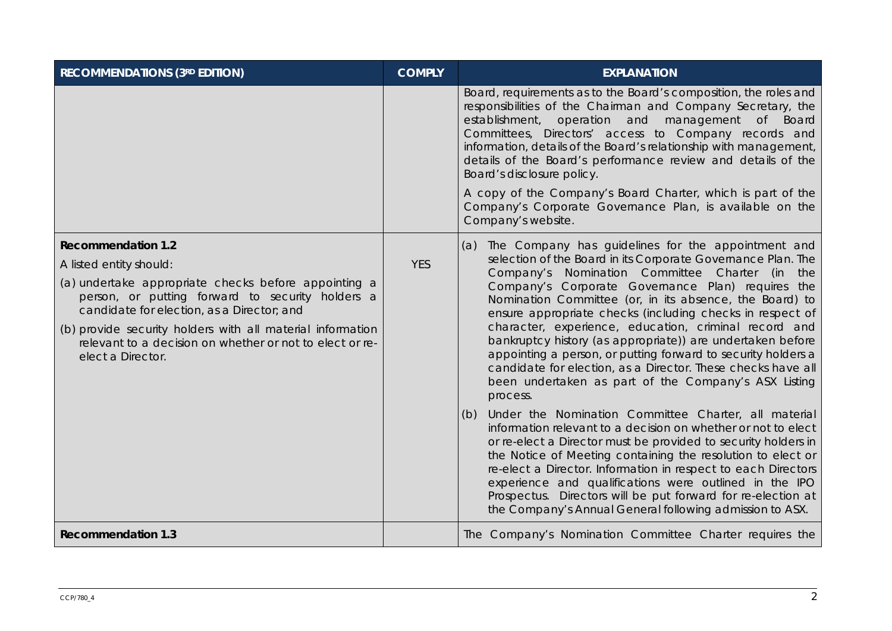| RECOMMENDATIONS (3RD EDITION) | COMPLY | EXPLANATION |
|---|---|---|
| | | Board, requirements as to the Board's composition, the roles and responsibilities of the Chairman and Company Secretary, the establishment, operation and management of Board Committees, Directors' access to Company records and information, details of the Board's relationship with management, details of the Board's performance review and details of the Board's disclosure policy.<br><br>A copy of the Company's Board Charter, which is part of the Company's Corporate Governance Plan, is available on the Company's website. |
| **Recommendation 1.2**<br><br>A listed entity should:<br><br>(a) undertake appropriate checks before appointing a person, or putting forward to security holders a candidate for election, as a Director; and<br><br>(b) provide security holders with all material information relevant to a decision on whether or not to elect or re-elect a Director. | YES | (a) The Company has guidelines for the appointment and selection of the Board in its Corporate Governance Plan. The Company's Nomination Committee Charter (in the Company's Corporate Governance Plan) requires the Nomination Committee (or, in its absence, the Board) to ensure appropriate checks (including checks in respect of character, experience, education, criminal record and bankruptcy history (as appropriate)) are undertaken before appointing a person, or putting forward to security holders a candidate for election, as a Director. These checks have all been undertaken as part of the Company's ASX Listing process.<br><br>(b) Under the Nomination Committee Charter, all material information relevant to a decision on whether or not to elect or re-elect a Director must be provided to security holders in the Notice of Meeting containing the resolution to elect or re-elect a Director. Information in respect to each Directors experience and qualifications were outlined in the IPO Prospectus. Directors will be put forward for re-election at the Company's Annual General following admission to ASX. |
| **Recommendation 1.3** | | The Company's Nomination Committee Charter requires the |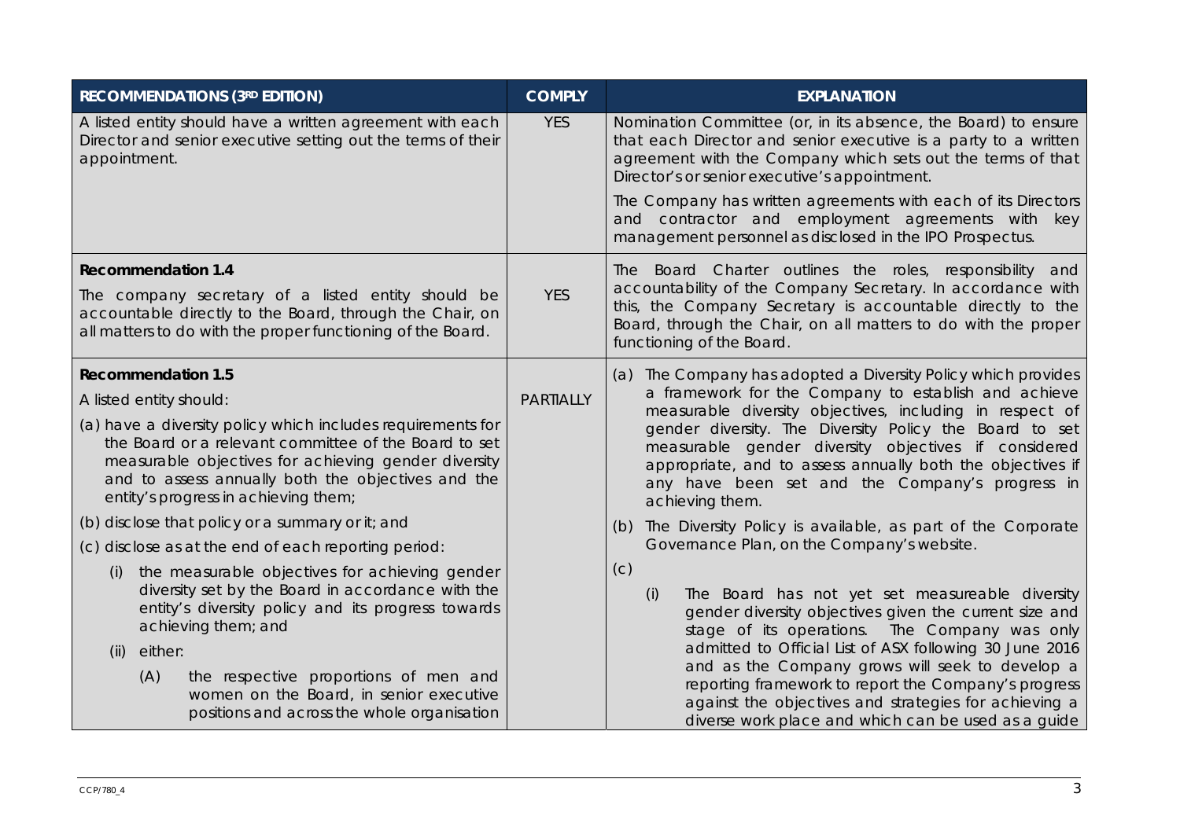| RECOMMENDATIONS (3RD EDITION) | COMPLY | EXPLANATION |
|---|---|---|
| A listed entity should have a written agreement with each Director and senior executive setting out the terms of their appointment. | YES | Nomination Committee (or, in its absence, the Board) to ensure that each Director and senior executive is a party to a written agreement with the Company which sets out the terms of that Director's or senior executive's appointment.<br><br>The Company has written agreements with each of its Directors and contractor and employment agreements with key management personnel as disclosed in the IPO Prospectus. |
| **Recommendation 1.4**<br><br>The company secretary of a listed entity should be accountable directly to the Board, through the Chair, on all matters to do with the proper functioning of the Board. | YES | The Board Charter outlines the roles, responsibility and accountability of the Company Secretary. In accordance with this, the Company Secretary is accountable directly to the Board, through the Chair, on all matters to do with the proper functioning of the Board. |
| **Recommendation 1.5**<br><br>A listed entity should:<br><br>(a) have a diversity policy which includes requirements for the Board or a relevant committee of the Board to set measurable objectives for achieving gender diversity and to assess annually both the objectives and the entity's progress in achieving them;<br><br>(b) disclose that policy or a summary or it; and<br><br>(c) disclose as at the end of each reporting period:<br><br>(i) the measurable objectives for achieving gender diversity set by the Board in accordance with the entity's diversity policy and its progress towards achieving them; and<br><br>(ii) either:<br><br>(A) the respective proportions of men and women on the Board, in senior executive positions and across the whole organisation | PARTIALLY | (a) The Company has adopted a Diversity Policy which provides a framework for the Company to establish and achieve measurable diversity objectives, including in respect of gender diversity. The Diversity Policy the Board to set measurable gender diversity objectives if considered appropriate, and to assess annually both the objectives if any have been set and the Company's progress in achieving them.<br><br>(b) The Diversity Policy is available, as part of the Corporate Governance Plan, on the Company's website.<br><br>(c)<br><br>(i) The Board has not yet set measureable diversity gender diversity objectives given the current size and stage of its operations. The Company was only admitted to Official List of ASX following 30 June 2016 and as the Company grows will seek to develop a reporting framework to report the Company's progress against the objectives and strategies for achieving a diverse work place and which can be used as a guide |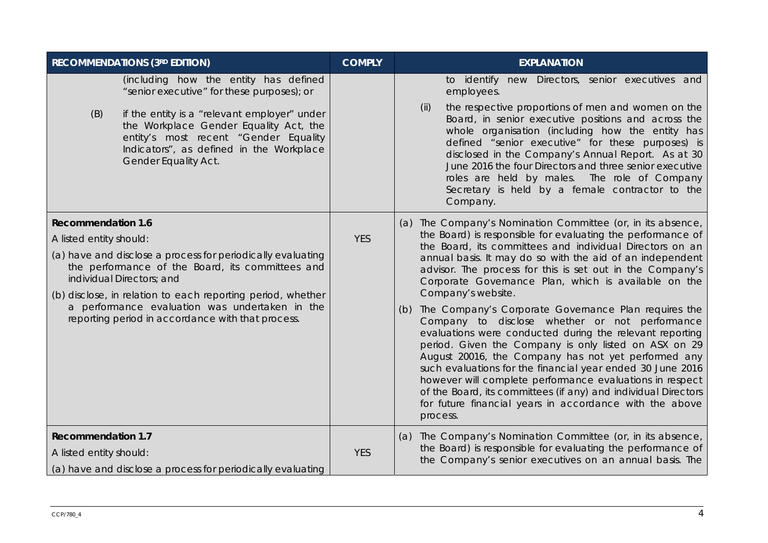| RECOMMENDATIONS (3RD EDITION) | COMPLY | EXPLANATION |
|---|---|---|
| (including how the entity has defined "senior executive" for these purposes); or<br><br>(B) if the entity is a "relevant employer" under the Workplace Gender Equality Act, the entity's most recent "Gender Equality Indicators", as defined in the Workplace Gender Equality Act. | | to identify new Directors, senior executives and employees.<br><br>(ii) the respective proportions of men and women on the Board, in senior executive positions and across the whole organisation (including how the entity has defined "senior executive" for these purposes) is disclosed in the Company's Annual Report. As at 30 June 2016 the four Directors and three senior executive roles are held by males. The role of Company Secretary is held by a female contractor to the Company. |
| **Recommendation 1.6**<br><br>A listed entity should:<br><br>(a) have and disclose a process for periodically evaluating the performance of the Board, its committees and individual Directors; and<br><br>(b) disclose, in relation to each reporting period, whether a performance evaluation was undertaken in the reporting period in accordance with that process. | YES | (a) The Company's Nomination Committee (or, in its absence, the Board) is responsible for evaluating the performance of the Board, its committees and individual Directors on an annual basis. It may do so with the aid of an independent advisor. The process for this is set out in the Company's Corporate Governance Plan, which is available on the Company's website.<br><br>(b) The Company's Corporate Governance Plan requires the Company to disclose whether or not performance evaluations were conducted during the relevant reporting period. Given the Company is only listed on ASX on 29 August 20016, the Company has not yet performed any such evaluations for the financial year ended 30 June 2016 however will complete performance evaluations in respect of the Board, its committees (if any) and individual Directors for future financial years in accordance with the above process. |
| **Recommendation 1.7**<br><br>A listed entity should:<br><br>(a) have and disclose a process for periodically evaluating | YES | (a) The Company's Nomination Committee (or, in its absence, the Board) is responsible for evaluating the performance of the Company's senior executives on an annual basis. The |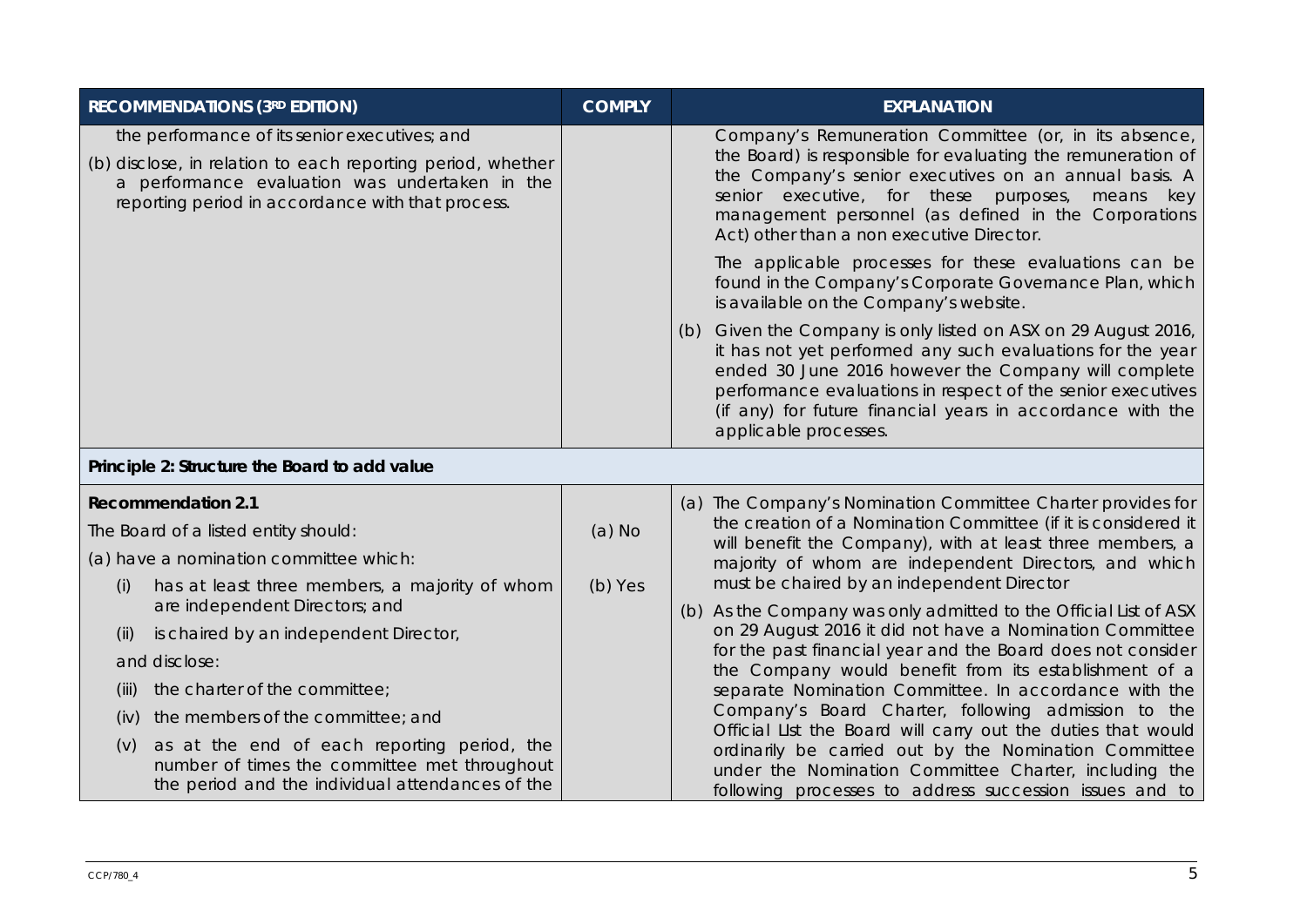| RECOMMENDATIONS (3RD EDITION) | COMPLY | EXPLANATION |
|---|---|---|
| the performance of its senior executives; and<br>(b) disclose, in relation to each reporting period, whether a performance evaluation was undertaken in the reporting period in accordance with that process. | | Company's Remuneration Committee (or, in its absence, the Board) is responsible for evaluating the remuneration of the Company's senior executives on an annual basis. A senior executive, for these purposes, means key management personnel (as defined in the Corporations Act) other than a non executive Director.<br>The applicable processes for these evaluations can be found in the Company's Corporate Governance Plan, which is available on the Company's website.<br>(b) Given the Company is only listed on ASX on 29 August 2016, it has not yet performed any such evaluations for the year ended 30 June 2016 however the Company will complete performance evaluations in respect of the senior executives (if any) for future financial years in accordance with the applicable processes. |
| **Principle 2: Structure the Board to add value** | | |
| **Recommendation 2.1**<br>The Board of a listed entity should:<br>(a) have a nomination committee which:<br>(i) has at least three members, a majority of whom are independent Directors; and<br>(ii) is chaired by an independent Director,<br>and disclose:<br>(iii) the charter of the committee;<br>(iv) the members of the committee; and<br>(v) as at the end of each reporting period, the number of times the committee met throughout the period and the individual attendances of the | (a) No<br>(b) Yes | (a) The Company's Nomination Committee Charter provides for the creation of a Nomination Committee (if it is considered it will benefit the Company), with at least three members, a majority of whom are independent Directors, and which must be chaired by an independent Director<br>(b) As the Company was only admitted to the Official List of ASX on 29 August 2016 it did not have a Nomination Committee for the past financial year and the Board does not consider the Company would benefit from its establishment of a separate Nomination Committee. In accordance with the Company's Board Charter, following admission to the Official LIst the Board will carry out the duties that would ordinarily be carried out by the Nomination Committee under the Nomination Committee Charter, including the following processes to address succession issues and to |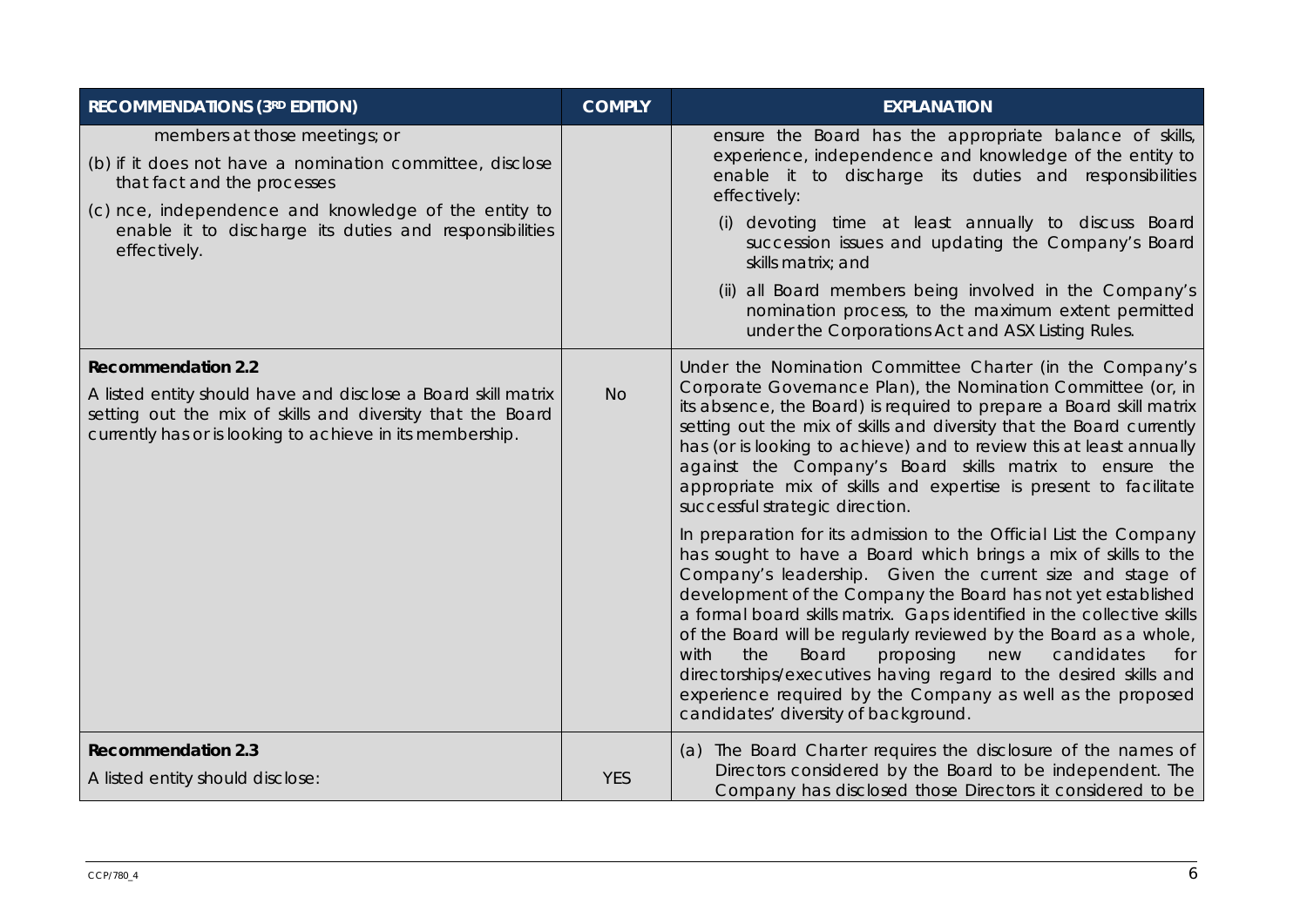| RECOMMENDATIONS (3RD EDITION) | COMPLY | EXPLANATION |
| --- | --- | --- |
| members at those meetings; or<br>(b) if it does not have a nomination committee, disclose that fact and the processes<br>(c) nce, independence and knowledge of the entity to enable it to discharge its duties and responsibilities effectively. | | ensure the Board has the appropriate balance of skills, experience, independence and knowledge of the entity to enable it to discharge its duties and responsibilities effectively:<br>(i) devoting time at least annually to discuss Board succession issues and updating the Company's Board skills matrix; and<br>(ii) all Board members being involved in the Company's nomination process, to the maximum extent permitted under the Corporations Act and ASX Listing Rules. |
| **Recommendation 2.2**<br>A listed entity should have and disclose a Board skill matrix setting out the mix of skills and diversity that the Board currently has or is looking to achieve in its membership. | No | Under the Nomination Committee Charter (in the Company's Corporate Governance Plan), the Nomination Committee (or, in its absence, the Board) is required to prepare a Board skill matrix setting out the mix of skills and diversity that the Board currently has (or is looking to achieve) and to review this at least annually against the Company's Board skills matrix to ensure the appropriate mix of skills and expertise is present to facilitate successful strategic direction.<br>In preparation for its admission to the Official List the Company has sought to have a Board which brings a mix of skills to the Company's leadership. Given the current size and stage of development of the Company the Board has not yet established a formal board skills matrix. Gaps identified in the collective skills of the Board will be regularly reviewed by the Board as a whole, with the Board proposing new candidates for directorships/executives having regard to the desired skills and experience required by the Company as well as the proposed candidates' diversity of background. |
| **Recommendation 2.3**<br>A listed entity should disclose: | YES | (a) The Board Charter requires the disclosure of the names of Directors considered by the Board to be independent. The Company has disclosed those Directors it considered to be |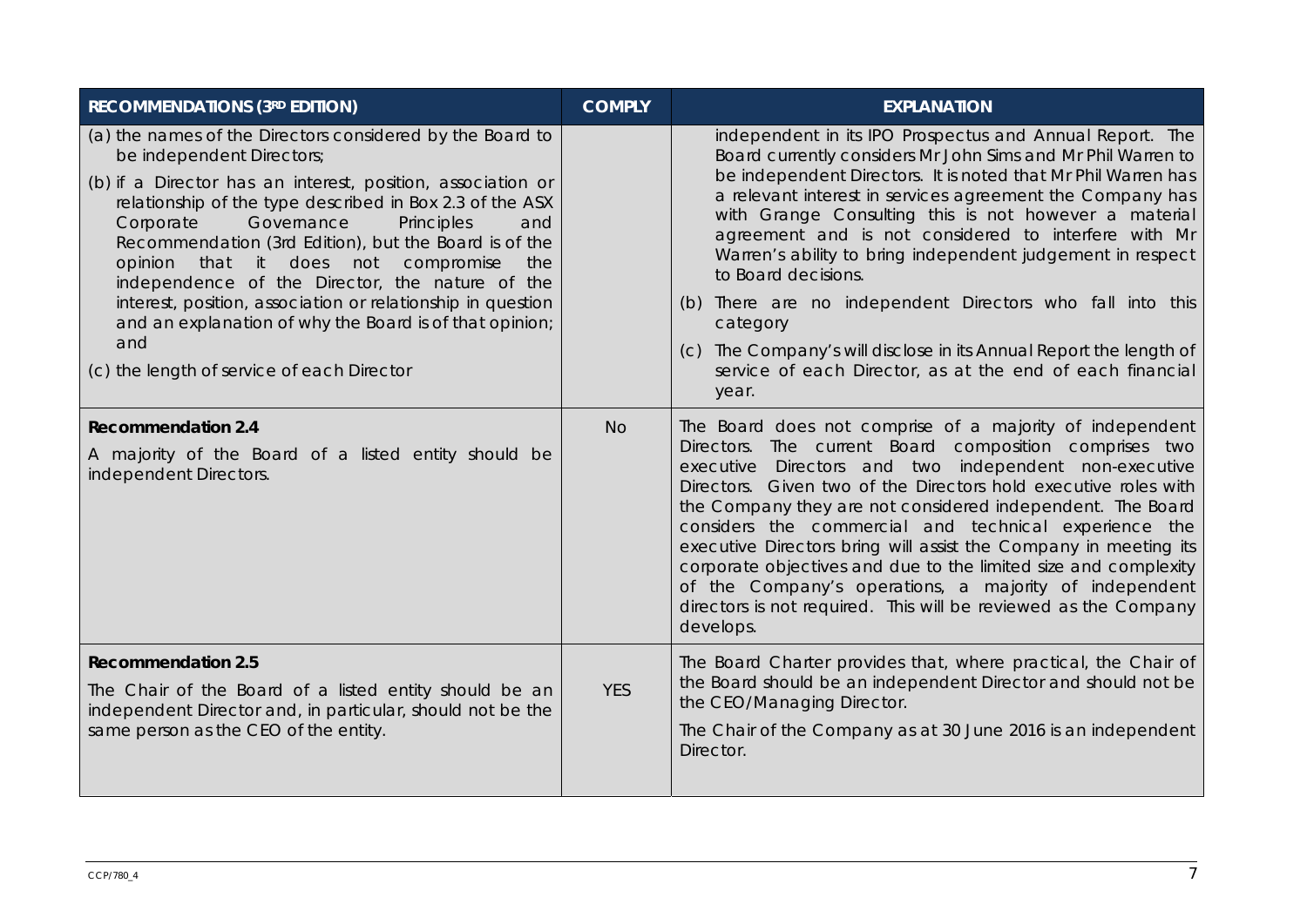| RECOMMENDATIONS (3RD EDITION) | COMPLY | EXPLANATION |
|---|---|---|
| (a) the names of the Directors considered by the Board to be independent Directors;<br>(b) if a Director has an interest, position, association or relationship of the type described in Box 2.3 of the ASX Corporate Governance Principles and Recommendation (3rd Edition), but the Board is of the opinion that it does not compromise the independence of the Director, the nature of the interest, position, association or relationship in question and an explanation of why the Board is of that opinion; and<br>(c) the length of service of each Director | | independent in its IPO Prospectus and Annual Report. The Board currently considers Mr John Sims and Mr Phil Warren to be independent Directors. It is noted that Mr Phil Warren has a relevant interest in services agreement the Company has with Grange Consulting this is not however a material agreement and is not considered to interfere with Mr Warren's ability to bring independent judgement in respect to Board decisions.<br>(b) There are no independent Directors who fall into this category<br>(c) The Company's will disclose in its Annual Report the length of service of each Director, as at the end of each financial year. |
| **Recommendation 2.4**<br>A majority of the Board of a listed entity should be independent Directors. | No | The Board does not comprise of a majority of independent Directors. The current Board composition comprises two executive Directors and two independent non-executive Directors. Given two of the Directors hold executive roles with the Company they are not considered independent. The Board considers the commercial and technical experience the executive Directors bring will assist the Company in meeting its corporate objectives and due to the limited size and complexity of the Company's operations, a majority of independent directors is not required. This will be reviewed as the Company develops. |
| **Recommendation 2.5**<br>The Chair of the Board of a listed entity should be an independent Director and, in particular, should not be the same person as the CEO of the entity. | YES | The Board Charter provides that, where practical, the Chair of the Board should be an independent Director and should not be the CEO/Managing Director.<br>The Chair of the Company as at 30 June 2016 is an independent Director. |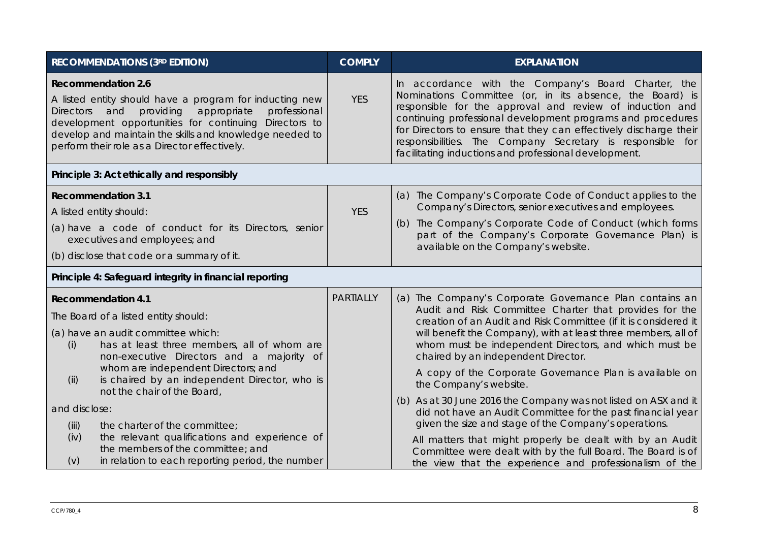| RECOMMENDATIONS (3RD EDITION) | COMPLY | EXPLANATION |
|---|---|---|
| **Recommendation 2.6**<br>A listed entity should have a program for inducting new Directors and providing appropriate professional development opportunities for continuing Directors to develop and maintain the skills and knowledge needed to perform their role as a Director effectively. | YES | In accordance with the Company's Board Charter, the Nominations Committee (or, in its absence, the Board) is responsible for the approval and review of induction and continuing professional development programs and procedures for Directors to ensure that they can effectively discharge their responsibilities. The Company Secretary is responsible for facilitating inductions and professional development. |
| **Principle 3: Act ethically and responsibly** | | |
| **Recommendation 3.1**<br>A listed entity should:<br>(a) have a code of conduct for its Directors, senior executives and employees; and<br>(b) disclose that code or a summary of it. | YES | (a) The Company's Corporate Code of Conduct applies to the Company's Directors, senior executives and employees.<br>(b) The Company's Corporate Code of Conduct (which forms part of the Company's Corporate Governance Plan) is available on the Company's website. |
| **Principle 4: Safeguard integrity in financial reporting** | | |
| **Recommendation 4.1**<br>The Board of a listed entity should:<br>(a) have an audit committee which:<br>(i) has at least three members, all of whom are non-executive Directors and a majority of whom are independent Directors; and<br>(ii) is chaired by an independent Director, who is not the chair of the Board,<br>and disclose:<br>(iii) the charter of the committee;<br>(iv) the relevant qualifications and experience of the members of the committee; and<br>(v) in relation to each reporting period, the number | PARTIALLY | (a) The Company's Corporate Governance Plan contains an Audit and Risk Committee Charter that provides for the creation of an Audit and Risk Committee (if it is considered it will benefit the Company), with at least three members, all of whom must be independent Directors, and which must be chaired by an independent Director.<br>A copy of the Corporate Governance Plan is available on the Company's website.<br>(b) As at 30 June 2016 the Company was not listed on ASX and it did not have an Audit Committee for the past financial year given the size and stage of the Company's operations.<br>All matters that might properly be dealt with by an Audit Committee were dealt with by the full Board. The Board is of the view that the experience and professionalism of the |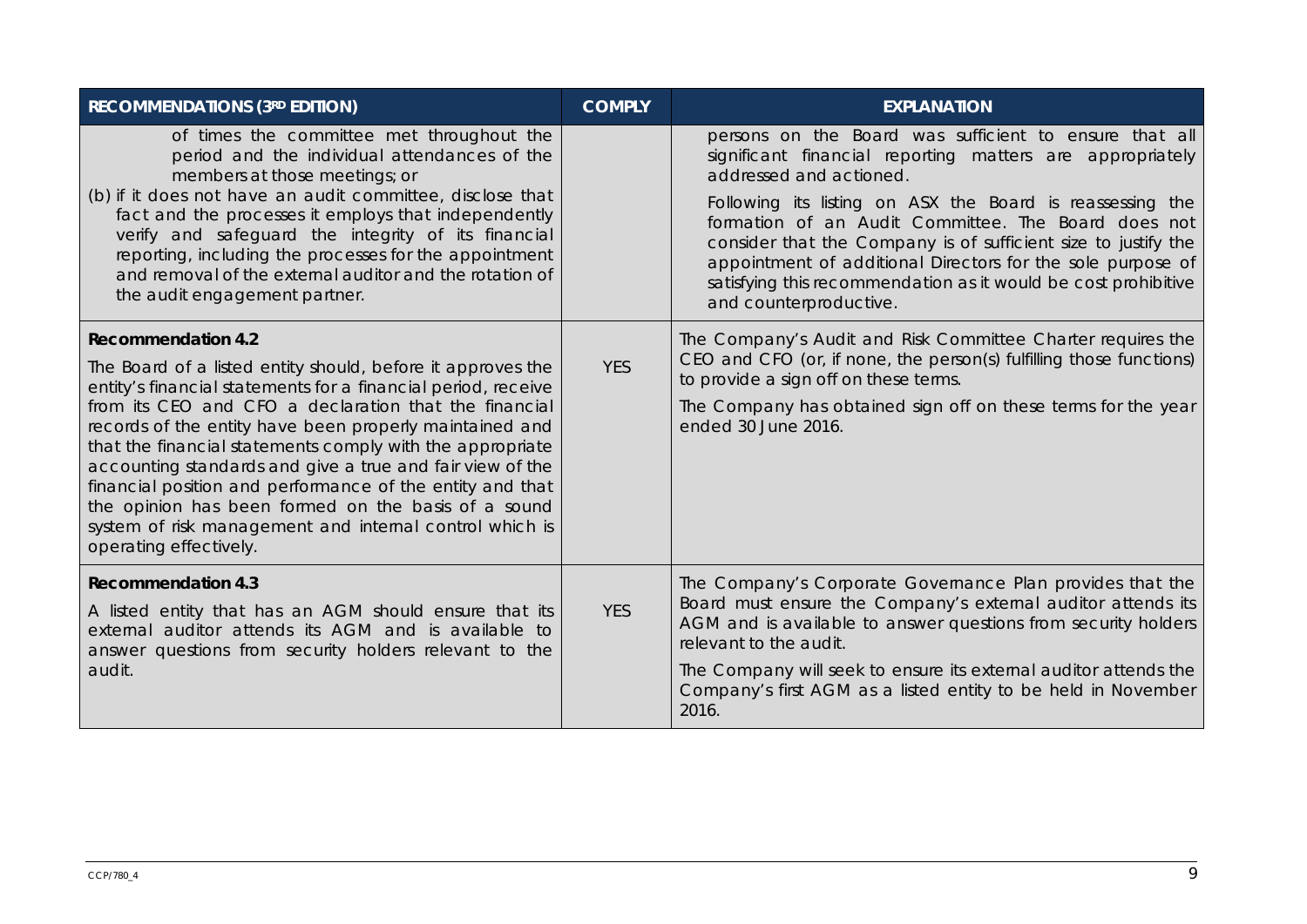| RECOMMENDATIONS (3RD EDITION) | COMPLY | EXPLANATION |
| --- | --- | --- |
| of times the committee met throughout the period and the individual attendances of the members at those meetings; or<br>(b) if it does not have an audit committee, disclose that fact and the processes it employs that independently verify and safeguard the integrity of its financial reporting, including the processes for the appointment and removal of the external auditor and the rotation of the audit engagement partner. | | persons on the Board was sufficient to ensure that all significant financial reporting matters are appropriately addressed and actioned.<br>Following its listing on ASX the Board is reassessing the formation of an Audit Committee. The Board does not consider that the Company is of sufficient size to justify the appointment of additional Directors for the sole purpose of satisfying this recommendation as it would be cost prohibitive and counterproductive. |
| **Recommendation 4.2**<br>The Board of a listed entity should, before it approves the entity's financial statements for a financial period, receive from its CEO and CFO a declaration that the financial records of the entity have been properly maintained and that the financial statements comply with the appropriate accounting standards and give a true and fair view of the financial position and performance of the entity and that the opinion has been formed on the basis of a sound system of risk management and internal control which is operating effectively. | YES | The Company's Audit and Risk Committee Charter requires the CEO and CFO (or, if none, the person(s) fulfilling those functions) to provide a sign off on these terms.<br>The Company has obtained sign off on these terms for the year ended 30 June 2016. |
| **Recommendation 4.3**<br>A listed entity that has an AGM should ensure that its external auditor attends its AGM and is available to answer questions from security holders relevant to the audit. | YES | The Company's Corporate Governance Plan provides that the Board must ensure the Company's external auditor attends its AGM and is available to answer questions from security holders relevant to the audit.<br>The Company will seek to ensure its external auditor attends the Company's first AGM as a listed entity to be held in November 2016. |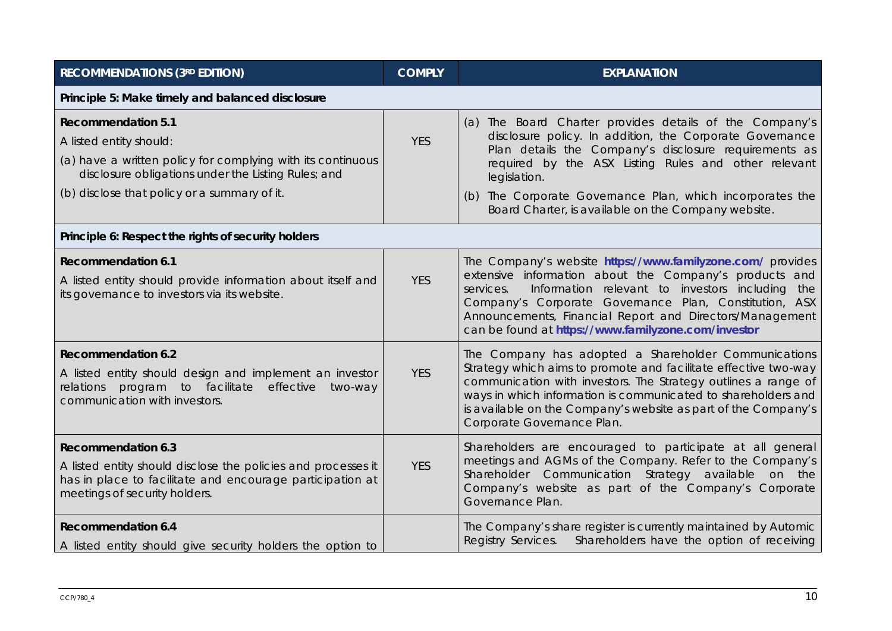| RECOMMENDATIONS (3RD EDITION) | COMPLY | EXPLANATION |
| --- | --- | --- |
| **Principle 5: Make timely and balanced disclosure** | | |
| **Recommendation 5.1**<br>A listed entity should:<br>(a) have a written policy for complying with its continuous disclosure obligations under the Listing Rules; and<br>(b) disclose that policy or a summary of it. | YES | (a) The Board Charter provides details of the Company's disclosure policy. In addition, the Corporate Governance Plan details the Company's disclosure requirements as required by the ASX Listing Rules and other relevant legislation.<br>(b) The Corporate Governance Plan, which incorporates the Board Charter, is available on the Company website. |
| **Principle 6: Respect the rights of security holders** | | |
| **Recommendation 6.1**<br>A listed entity should provide information about itself and its governance to investors via its website. | YES | The Company's website **https://www.familyzone.com/** provides extensive information about the Company's products and services. Information relevant to investors including the Company's Corporate Governance Plan, Constitution, ASX Announcements, Financial Report and Directors/Management can be found at **https://www.familyzone.com/investor** |
| **Recommendation 6.2**<br>A listed entity should design and implement an investor relations program to facilitate effective two-way communication with investors. | YES | The Company has adopted a Shareholder Communications Strategy which aims to promote and facilitate effective two-way communication with investors. The Strategy outlines a range of ways in which information is communicated to shareholders and is available on the Company's website as part of the Company's Corporate Governance Plan. |
| **Recommendation 6.3**<br>A listed entity should disclose the policies and processes it has in place to facilitate and encourage participation at meetings of security holders. | YES | Shareholders are encouraged to participate at all general meetings and AGMs of the Company. Refer to the Company's Shareholder Communication Strategy available on the Company's website as part of the Company's Corporate Governance Plan. |
| **Recommendation 6.4**<br>A listed entity should give security holders the option to | | The Company's share register is currently maintained by Automic Registry Services. Shareholders have the option of receiving |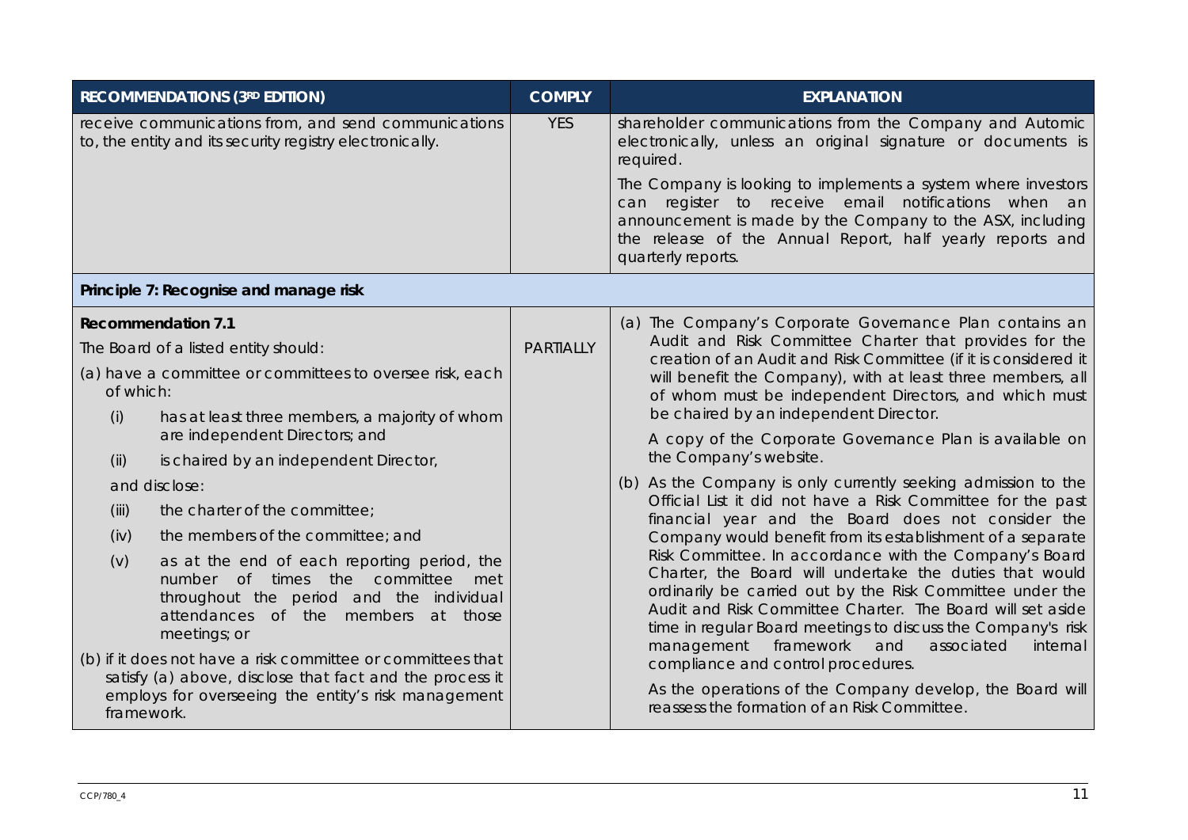| RECOMMENDATIONS (3RD EDITION) | COMPLY | EXPLANATION |
| --- | --- | --- |
| receive communications from, and send communications to, the entity and its security registry electronically. | YES | shareholder communications from the Company and Automic electronically, unless an original signature or documents is required.<br><br>The Company is looking to implements a system where investors can register to receive email notifications when an announcement is made by the Company to the ASX, including the release of the Annual Report, half yearly reports and quarterly reports. |
| **Principle 7: Recognise and manage risk** | | |
| **Recommendation 7.1**<br><br>The Board of a listed entity should:<br><br>(a) have a committee or committees to oversee risk, each of which:<br><br>(i) has at least three members, a majority of whom are independent Directors; and<br><br>(ii) is chaired by an independent Director,<br><br>and disclose:<br><br>(iii) the charter of the committee;<br><br>(iv) the members of the committee; and<br><br>(v) as at the end of each reporting period, the number of times the committee met throughout the period and the individual attendances of the members at those meetings; or<br><br>(b) if it does not have a risk committee or committees that satisfy (a) above, disclose that fact and the process it employs for overseeing the entity's risk management framework. | PARTIALLY | (a) The Company's Corporate Governance Plan contains an Audit and Risk Committee Charter that provides for the creation of an Audit and Risk Committee (if it is considered it will benefit the Company), with at least three members, all of whom must be independent Directors, and which must be chaired by an independent Director.<br><br>A copy of the Corporate Governance Plan is available on the Company's website.<br><br>(b) As the Company is only currently seeking admission to the Official List it did not have a Risk Committee for the past financial year and the Board does not consider the Company would benefit from its establishment of a separate Risk Committee. In accordance with the Company's Board Charter, the Board will undertake the duties that would ordinarily be carried out by the Risk Committee under the Audit and Risk Committee Charter. The Board will set aside time in regular Board meetings to discuss the Company's risk management framework and associated internal compliance and control procedures.<br><br>As the operations of the Company develop, the Board will reassess the formation of an Risk Committee. |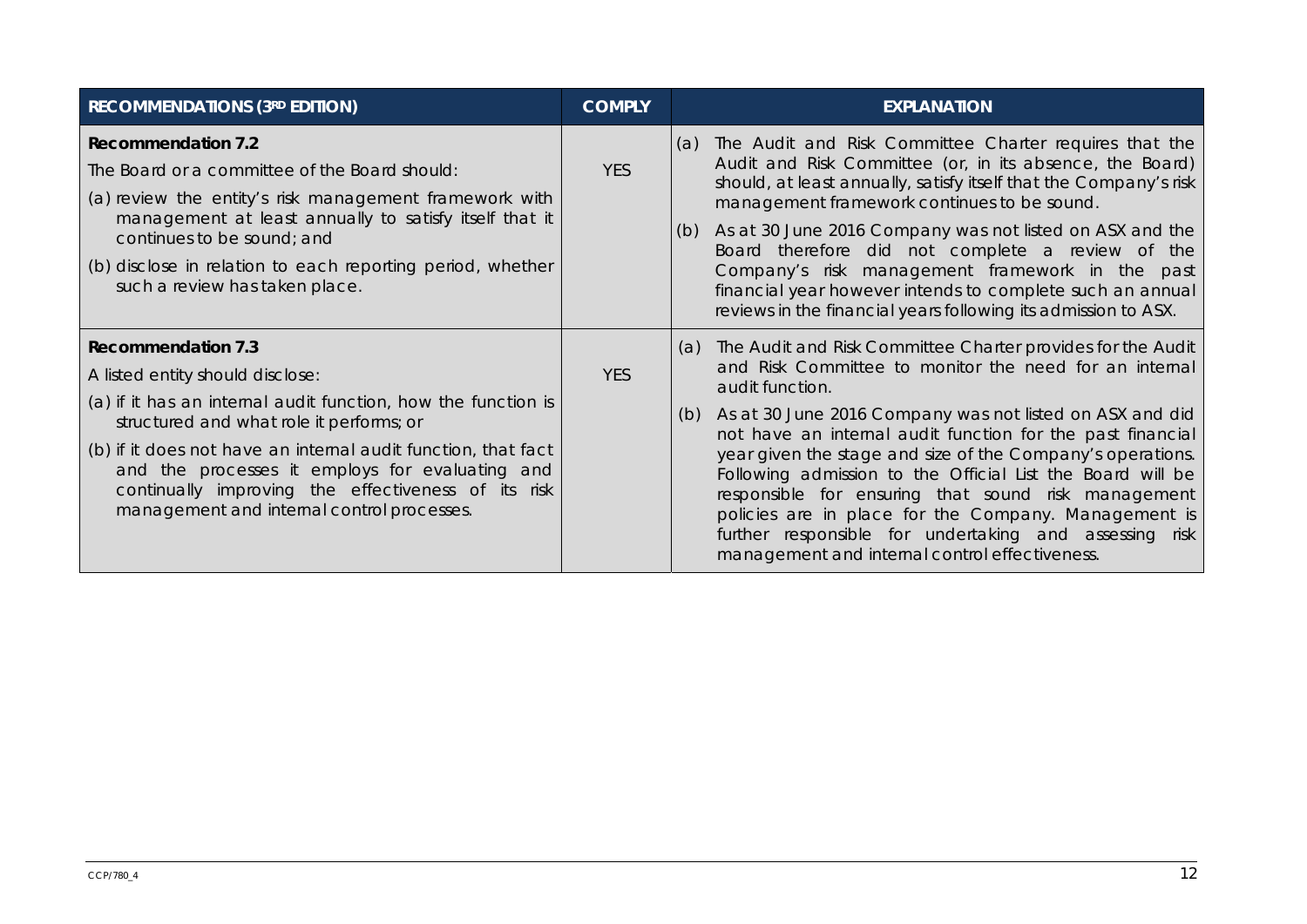| RECOMMENDATIONS (3RD EDITION) | COMPLY | EXPLANATION |
|---|---|---|
| **Recommendation 7.2**<br>The Board or a committee of the Board should:<br>(a) review the entity's risk management framework with management at least annually to satisfy itself that it continues to be sound; and<br>(b) disclose in relation to each reporting period, whether such a review has taken place. | YES | (a) The Audit and Risk Committee Charter requires that the Audit and Risk Committee (or, in its absence, the Board) should, at least annually, satisfy itself that the Company's risk management framework continues to be sound.<br>(b) As at 30 June 2016 Company was not listed on ASX and the Board therefore did not complete a review of the Company's risk management framework in the past financial year however intends to complete such an annual reviews in the financial years following its admission to ASX. |
| **Recommendation 7.3**<br>A listed entity should disclose:<br>(a) if it has an internal audit function, how the function is structured and what role it performs; or<br>(b) if it does not have an internal audit function, that fact and the processes it employs for evaluating and continually improving the effectiveness of its risk management and internal control processes. | YES | (a) The Audit and Risk Committee Charter provides for the Audit and Risk Committee to monitor the need for an internal audit function.<br>(b) As at 30 June 2016 Company was not listed on ASX and did not have an internal audit function for the past financial year given the stage and size of the Company's operations. Following admission to the Official List the Board will be responsible for ensuring that sound risk management policies are in place for the Company. Management is further responsible for undertaking and assessing risk management and internal control effectiveness. |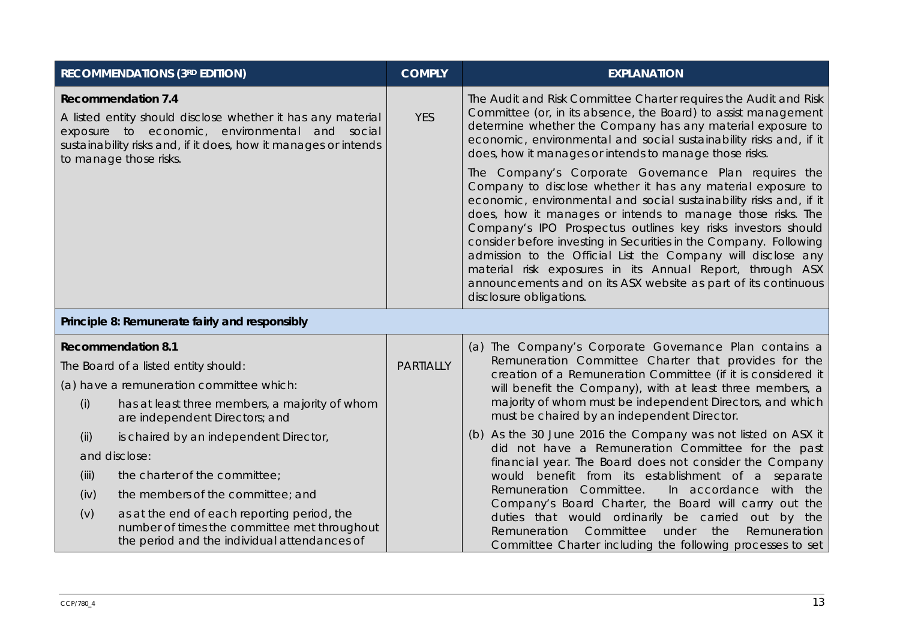| RECOMMENDATIONS (3RD EDITION) | COMPLY | EXPLANATION |
|---|---|---|
| **Recommendation 7.4**<br>A listed entity should disclose whether it has any material exposure to economic, environmental and social sustainability risks and, if it does, how it manages or intends to manage those risks. | YES | The Audit and Risk Committee Charter requires the Audit and Risk Committee (or, in its absence, the Board) to assist management determine whether the Company has any material exposure to economic, environmental and social sustainability risks and, if it does, how it manages or intends to manage those risks.<br>The Company's Corporate Governance Plan requires the Company to disclose whether it has any material exposure to economic, environmental and social sustainability risks and, if it does, how it manages or intends to manage those risks. The Company's IPO Prospectus outlines key risks investors should consider before investing in Securities in the Company. Following admission to the Official List the Company will disclose any material risk exposures in its Annual Report, through ASX announcements and on its ASX website as part of its continuous disclosure obligations. |
| **Principle 8: Remunerate fairly and responsibly** | | |
| **Recommendation 8.1**<br>The Board of a listed entity should:<br>(a) have a remuneration committee which:<br>(i) has at least three members, a majority of whom are independent Directors; and<br>(ii) is chaired by an independent Director,<br>and disclose:<br>(iii) the charter of the committee;<br>(iv) the members of the committee; and<br>(v) as at the end of each reporting period, the number of times the committee met throughout the period and the individual attendances of | PARTIALLY | (a) The Company's Corporate Governance Plan contains a Remuneration Committee Charter that provides for the creation of a Remuneration Committee (if it is considered it will benefit the Company), with at least three members, a majority of whom must be independent Directors, and which must be chaired by an independent Director.<br>(b) As the 30 June 2016 the Company was not listed on ASX it did not have a Remuneration Committee for the past financial year. The Board does not consider the Company would benefit from its establishment of a separate Remuneration Committee. In accordance with the Company's Board Charter, the Board will carry out the duties that would ordinarily be carried out by the Remuneration Committee under the Remuneration Committee Charter including the following processes to set |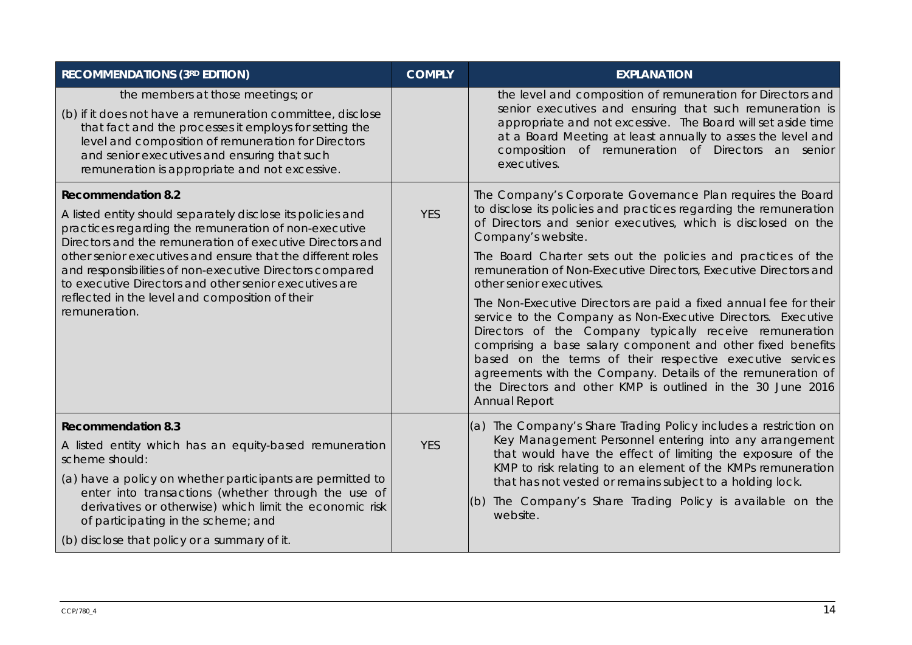| RECOMMENDATIONS (3RD EDITION) | COMPLY | EXPLANATION |
| --- | --- | --- |
| the members at those meetings; or<br>(b) if it does not have a remuneration committee, disclose that fact and the processes it employs for setting the level and composition of remuneration for Directors and senior executives and ensuring that such remuneration is appropriate and not excessive. | | the level and composition of remuneration for Directors and senior executives and ensuring that such remuneration is appropriate and not excessive. The Board will set aside time at a Board Meeting at least annually to asses the level and composition of remuneration of Directors an senior executives. |
| **Recommendation 8.2**<br>A listed entity should separately disclose its policies and practices regarding the remuneration of non-executive Directors and the remuneration of executive Directors and other senior executives and ensure that the different roles and responsibilities of non-executive Directors compared to executive Directors and other senior executives are reflected in the level and composition of their remuneration. | YES | The Company's Corporate Governance Plan requires the Board to disclose its policies and practices regarding the remuneration of Directors and senior executives, which is disclosed on the Company's website.<br>The Board Charter sets out the policies and practices of the remuneration of Non-Executive Directors, Executive Directors and other senior executives.<br>The Non-Executive Directors are paid a fixed annual fee for their service to the Company as Non-Executive Directors. Executive Directors of the Company typically receive remuneration comprising a base salary component and other fixed benefits based on the terms of their respective executive services agreements with the Company. Details of the remuneration of the Directors and other KMP is outlined in the 30 June 2016 Annual Report |
| **Recommendation 8.3**<br>A listed entity which has an equity-based remuneration scheme should:<br>(a) have a policy on whether participants are permitted to enter into transactions (whether through the use of derivatives or otherwise) which limit the economic risk of participating in the scheme; and<br>(b) disclose that policy or a summary of it. | YES | (a) The Company's Share Trading Policy includes a restriction on Key Management Personnel entering into any arrangement that would have the effect of limiting the exposure of the KMP to risk relating to an element of the KMPs remuneration that has not vested or remains subject to a holding lock.<br>(b) The Company's Share Trading Policy is available on the website. |

CCP/780_4